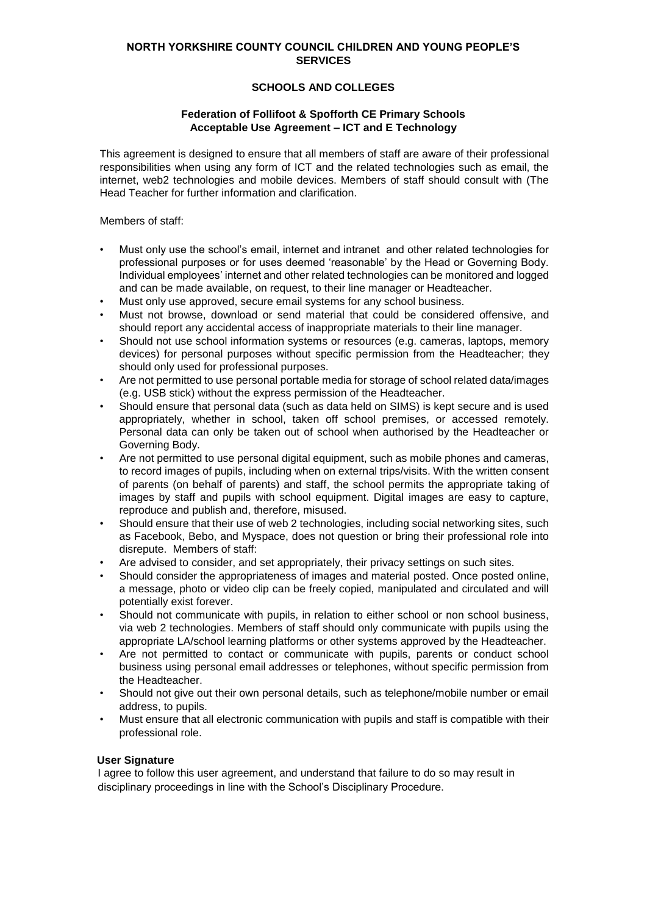**NORTH YORKSHIRE COUNTY COUNCIL CHILDREN AND YOUNG PEOPLE'S SERVICES**

**SCHOOLS AND COLLEGES**

**Federation of Follifoot & Spofforth CE Primary Schools**
**Acceptable Use Agreement – ICT and E Technology**

This agreement is designed to ensure that all members of staff are aware of their professional responsibilities when using any form of ICT and the related technologies such as email, the internet, web2 technologies and mobile devices. Members of staff should consult with (The Head Teacher for further information and clarification.

Members of staff:

- Must only use the school's email, internet and intranet and other related technologies for professional purposes or for uses deemed 'reasonable' by the Head or Governing Body. Individual employees' internet and other related technologies can be monitored and logged and can be made available, on request, to their line manager or Headteacher.
- Must only use approved, secure email systems for any school business.
- Must not browse, download or send material that could be considered offensive, and should report any accidental access of inappropriate materials to their line manager.
- Should not use school information systems or resources (e.g. cameras, laptops, memory devices) for personal purposes without specific permission from the Headteacher; they should only used for professional purposes.
- Are not permitted to use personal portable media for storage of school related data/images (e.g. USB stick) without the express permission of the Headteacher.
- Should ensure that personal data (such as data held on SIMS) is kept secure and is used appropriately, whether in school, taken off school premises, or accessed remotely. Personal data can only be taken out of school when authorised by the Headteacher or Governing Body.
- Are not permitted to use personal digital equipment, such as mobile phones and cameras, to record images of pupils, including when on external trips/visits. With the written consent of parents (on behalf of parents) and staff, the school permits the appropriate taking of images by staff and pupils with school equipment. Digital images are easy to capture, reproduce and publish and, therefore, misused.
- Should ensure that their use of web 2 technologies, including social networking sites, such as Facebook, Bebo, and Myspace, does not question or bring their professional role into disrepute. Members of staff:
- Are advised to consider, and set appropriately, their privacy settings on such sites.
- Should consider the appropriateness of images and material posted. Once posted online, a message, photo or video clip can be freely copied, manipulated and circulated and will potentially exist forever.
- Should not communicate with pupils, in relation to either school or non school business, via web 2 technologies. Members of staff should only communicate with pupils using the appropriate LA/school learning platforms or other systems approved by the Headteacher.
- Are not permitted to contact or communicate with pupils, parents or conduct school business using personal email addresses or telephones, without specific permission from the Headteacher.
- Should not give out their own personal details, such as telephone/mobile number or email address, to pupils.
- Must ensure that all electronic communication with pupils and staff is compatible with their professional role.

**User Signature**

I agree to follow this user agreement, and understand that failure to do so may result in disciplinary proceedings in line with the School's Disciplinary Procedure.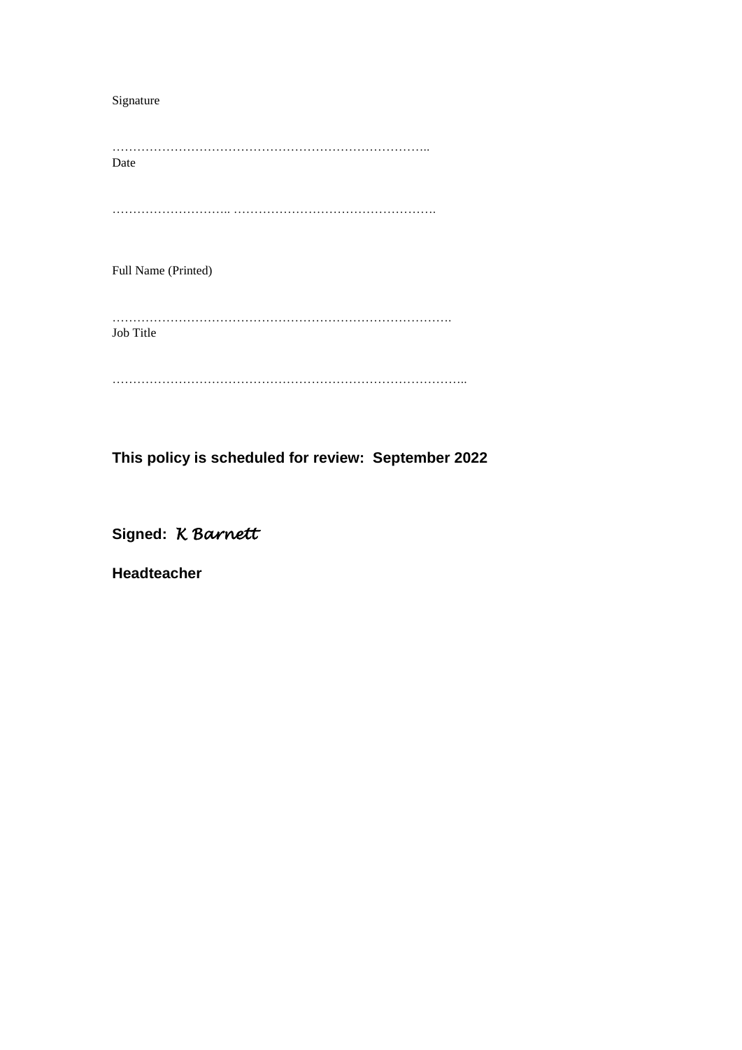Signature

…………………………………………………………………..
Date

……………………….. ………………………………………….

Full Name (Printed)

…………………………………………………………………….
Job Title

……………………………………………………………………….

**This policy is scheduled for review: September 2022**

**Signed:** *K Barnett*

**Headteacher**